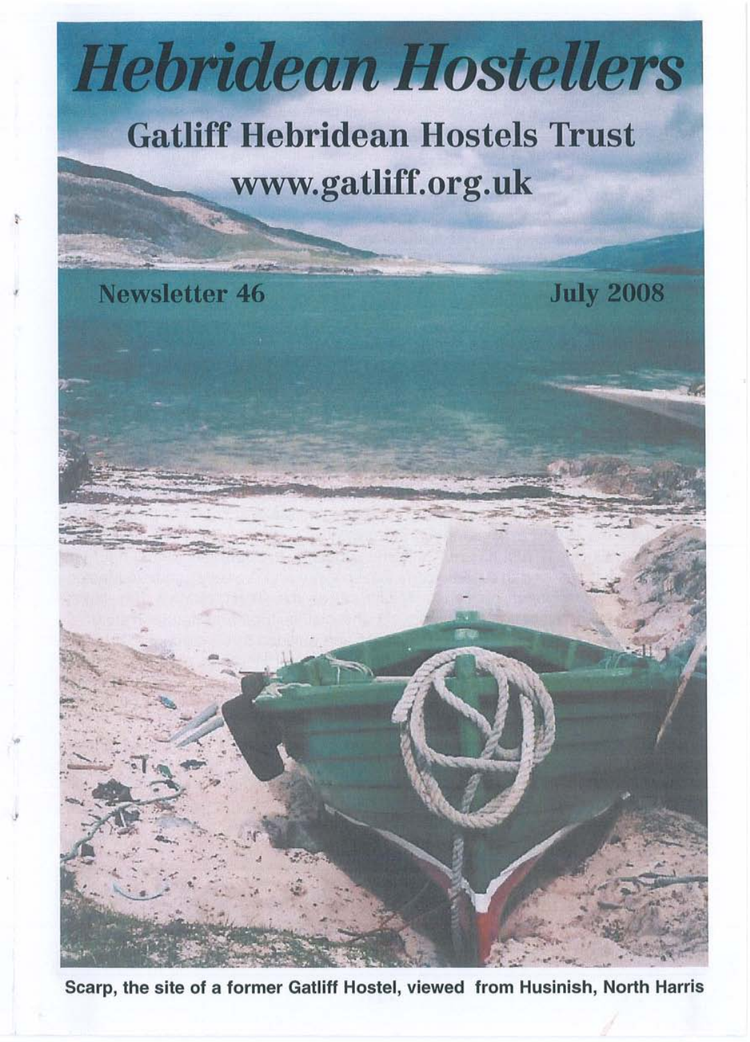# Hebridean Hostellers

## Gatliff Hebridean Hostels Trust

## www.gatliff.org.uk

**Newsletter 46**

**July 2008**

Scarp, the site of a former Gatliff Hostel, viewed from Husinish, North Harris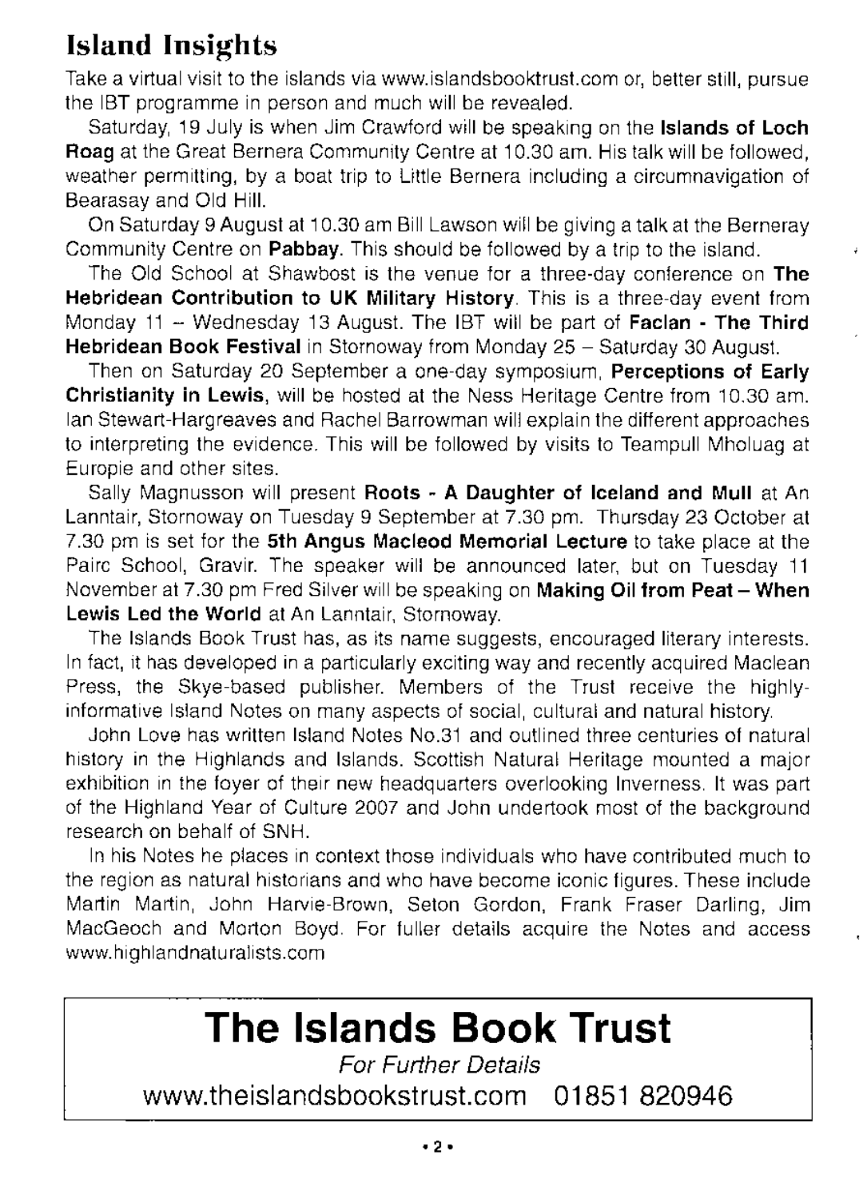## Island Insights

Take a virtual visit to the islands via www.islandsbooktrust.com or, better still, pursue the IBT programme in person and much will be revealed.

Saturday, 19 July is when Jim Crawford will be speaking on the **Islands of Loch Roag** at the Great Bernera Community Centre at 10.30 am. His talk will be followed, weather permitting, by a boat trip to Little Bernera including a circumnavigation of Bearasay and Old Hill.

On Saturday 9 August at 10.30 am Bill Lawson will be giving a talk at the Berneray Community Centre on **Pabbay**. This should be followed by a trip to the island.

The Old School at Shawbost is the venue for a three-day conference on **The Hebridean Contribution to UK Military History**. This is a three-day event from Monday 11 – Wednesday 13 August. The IBT will be part of **Faclan - The Third Hebridean Book Festival** in Stornoway from Monday 25 – Saturday 30 August.

Then on Saturday 20 September a one-day symposium, **Perceptions of Early Christianity in Lewis**, will be hosted at the Ness Heritage Centre from 10.30 am. Ian Stewart-Hargreaves and Rachel Barrowman will explain the different approaches to interpreting the evidence. This will be followed by visits to Teampull Mholuag at Europie and other sites.

Sally Magnusson will present **Roots - A Daughter of Iceland and Mull** at An Lanntair, Stornoway on Tuesday 9 September at 7.30 pm. Thursday 23 October at 7.30 pm is set for the **5th Angus Macleod Memorial Lecture** to take place at the Pairc School, Gravir. The speaker will be announced later, but on Tuesday 11 November at 7.30 pm Fred Silver will be speaking on **Making Oil from Peat – When Lewis Led the World** at An Lanntair, Stornoway.

The Islands Book Trust has, as its name suggests, encouraged literary interests. In fact, it has developed in a particularly exciting way and recently acquired Maclean Press, the Skye-based publisher. Members of the Trust receive the highly-informative Island Notes on many aspects of social, cultural and natural history.

John Love has written Island Notes No.31 and outlined three centuries of natural history in the Highlands and Islands. Scottish Natural Heritage mounted a major exhibition in the foyer of their new headquarters overlooking Inverness. It was part of the Highland Year of Culture 2007 and John undertook most of the background research on behalf of SNH.

In his Notes he places in context those individuals who have contributed much to the region as natural historians and who have become iconic figures. These include Martin Martin, John Harvie-Brown, Seton Gordon, Frank Fraser Darling, Jim MacGeoch and Morton Boyd. For fuller details acquire the Notes and access www.highlandnaturalists.com

# The Islands Book Trust

*For Further Details*

www.theislandsbookstrust.com 01851 820946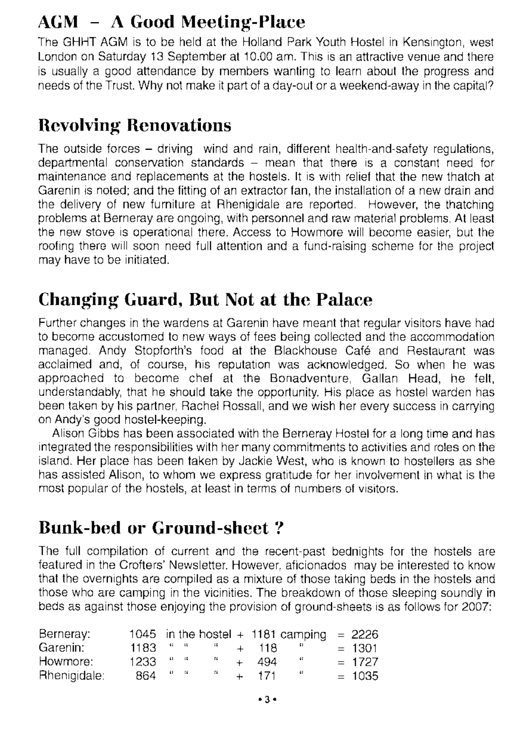## AGM – A Good Meeting-Place

The GHHT AGM is to be held at the Holland Park Youth Hostel in Kensington, west London on Saturday 13 September at 10.00 am. This is an attractive venue and there is usually a good attendance by members wanting to learn about the progress and needs of the Trust. Why not make it part of a day-out or a weekend-away in the capital?

## Revolving Renovations

The outside forces – driving wind and rain, different health-and-safety regulations, departmental conservation standards – mean that there is a constant need for maintenance and replacements at the hostels. It is with relief that the new thatch at Garenin is noted; and the fitting of an extractor fan, the installation of a new drain and the delivery of new furniture at Rhenigidale are reported. However, the thatching problems at Berneray are ongoing, with personnel and raw material problems. At least the new stove is operational there. Access to Howmore will become easier, but the roofing there will soon need full attention and a fund-raising scheme for the project may have to be initiated.

## Changing Guard, But Not at the Palace

Further changes in the wardens at Garenin have meant that regular visitors have had to become accustomed to new ways of fees being collected and the accommodation managed. Andy Stopforth's food at the Blackhouse Café and Restaurant was acclaimed and, of course, his reputation was acknowledged. So when he was approached to become chef at the Bonadventure, Gallan Head, he felt, understandably, that he should take the opportunity. His place as hostel warden has been taken by his partner, Rachel Rossall, and we wish her every success in carrying on Andy's good hostel-keeping.

Alison Gibbs has been associated with the Berneray Hostel for a long time and has integrated the responsibilities with her many commitments to activities and roles on the island. Her place has been taken by Jackie West, who is known to hostellers as she has assisted Alison, to whom we express gratitude for her involvement in what is the most popular of the hostels, at least in terms of numbers of visitors.

## Bunk-bed or Ground-sheet ?

The full compilation of current and the recent-past bednights for the hostels are featured in the Crofters' Newsletter. However, aficionados may be interested to know that the overnights are compiled as a mixture of those taking beds in the hostels and those who are camping in the vicinities. The breakdown of those sleeping soundly in beds as against those enjoying the provision of ground-sheets is as follows for 2007:

| | | | | | |
|---|---|---|---|---|---|
| Berneray: | 1045 | in the hostel | + | 1181 camping | = 2226 |
| Garenin: | 1183 | " " " | + | 118 " | = 1301 |
| Howmore: | 1233 | " " " | + | 494 " | = 1727 |
| Rhenigidale: | 864 | " " " | + | 171 " | = 1035 |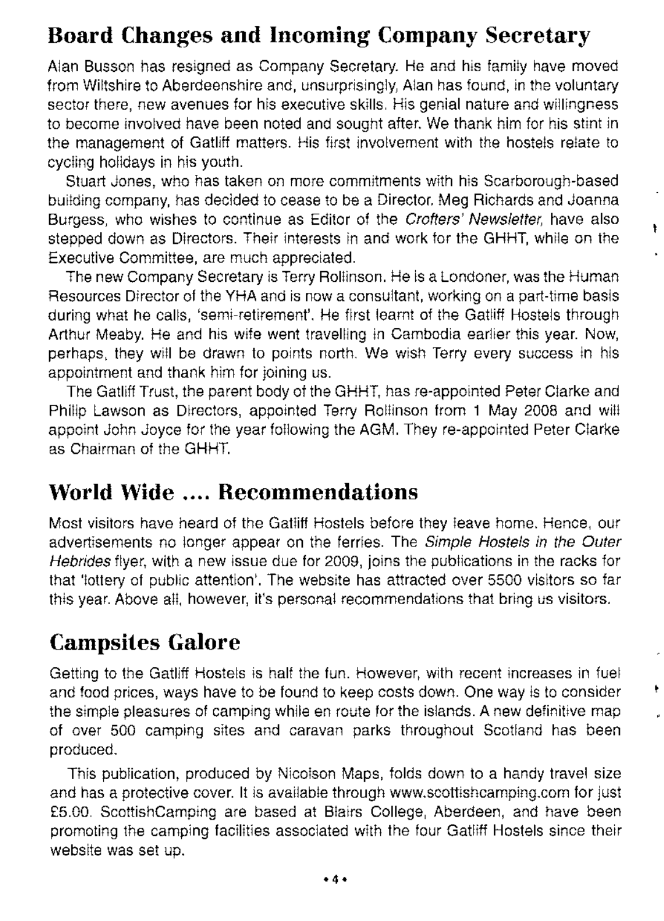## Board Changes and Incoming Company Secretary

Alan Busson has resigned as Company Secretary. He and his family have moved from Wiltshire to Aberdeenshire and, unsurprisingly, Alan has found, in the voluntary sector there, new avenues for his executive skills. His genial nature and willingness to become involved have been noted and sought after. We thank him for his stint in the management of Gatliff matters. His first involvement with the hostels relate to cycling holidays in his youth.

Stuart Jones, who has taken on more commitments with his Scarborough-based building company, has decided to cease to be a Director. Meg Richards and Joanna Burgess, who wishes to continue as Editor of the *Crofters' Newsletter*, have also stepped down as Directors. Their interests in and work for the GHHT, while on the Executive Committee, are much appreciated.

The new Company Secretary is Terry Rollinson. He is a Londoner, was the Human Resources Director of the YHA and is now a consultant, working on a part-time basis during what he calls, 'semi-retirement'. He first learnt of the Gatliff Hostels through Arthur Meaby. He and his wife went travelling in Cambodia earlier this year. Now, perhaps, they will be drawn to points north. We wish Terry every success in his appointment and thank him for joining us.

The Gatliff Trust, the parent body of the GHHT, has re-appointed Peter Clarke and Philip Lawson as Directors, appointed Terry Rollinson from 1 May 2008 and will appoint John Joyce for the year following the AGM. They re-appointed Peter Clarke as Chairman of the GHHT.

## World Wide .... Recommendations

Most visitors have heard of the Gatliff Hostels before they leave home. Hence, our advertisements no longer appear on the ferries. The *Simple Hostels in the Outer Hebrides* flyer, with a new issue due for 2009, joins the publications in the racks for that 'lottery of public attention'. The website has attracted over 5500 visitors so far this year. Above all, however, it's personal recommendations that bring us visitors.

## Campsites Galore

Getting to the Gatliff Hostels is half the fun. However, with recent increases in fuel and food prices, ways have to be found to keep costs down. One way is to consider the simple pleasures of camping while en route for the islands. A new definitive map of over 500 camping sites and caravan parks throughout Scotland has been produced.

This publication, produced by Nicolson Maps, folds down to a handy travel size and has a protective cover. It is available through www.scottishcamping.com for just £5.00. ScottishCamping are based at Blairs College, Aberdeen, and have been promoting the camping facilities associated with the four Gatliff Hostels since their website was set up.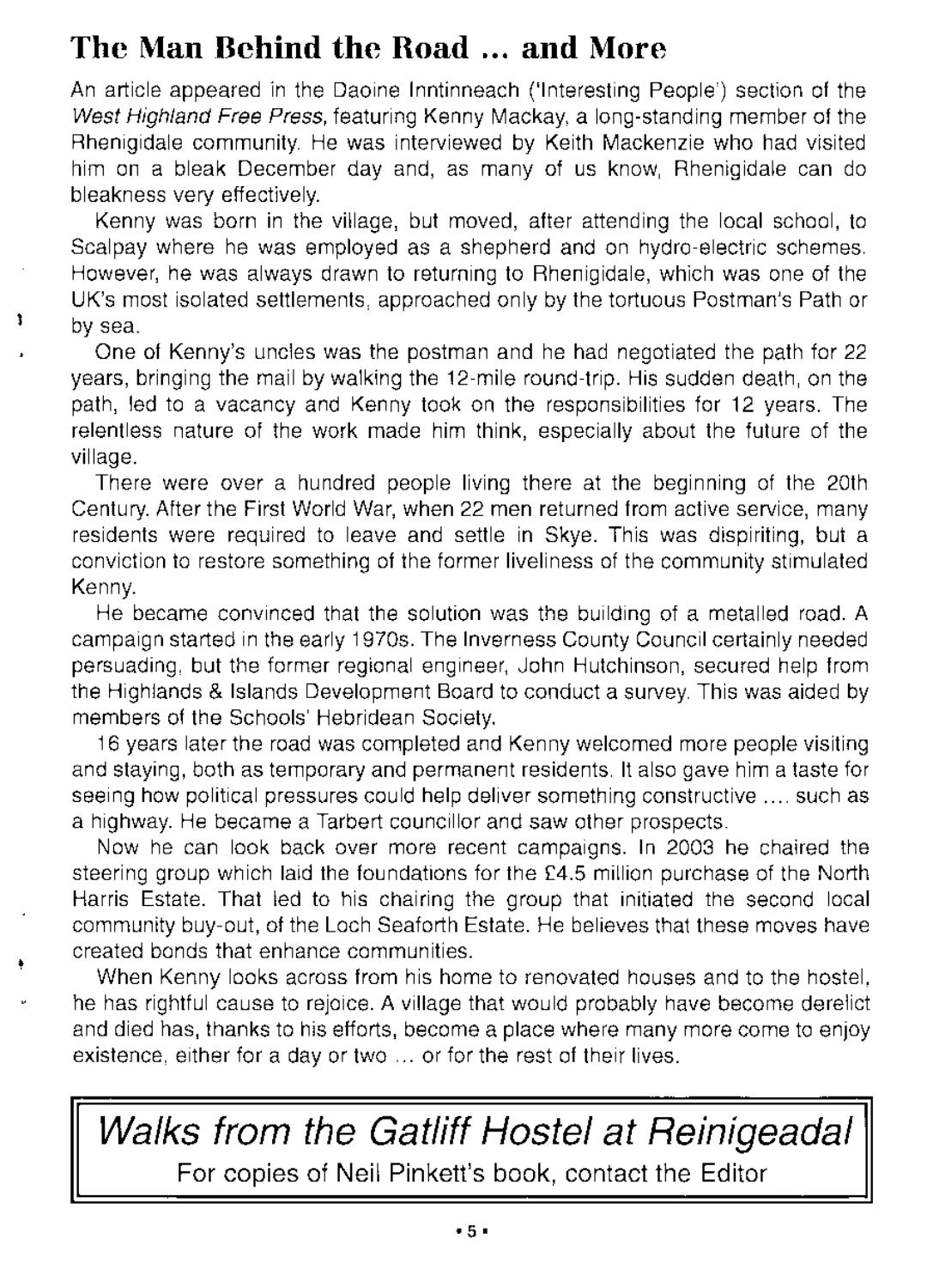## The Man Behind the Road ... and More

An article appeared in the Daoine Inntinneach ('Interesting People') section of the *West Highland Free Press*, featuring Kenny Mackay, a long-standing member of the Rhenigidale community. He was interviewed by Keith Mackenzie who had visited him on a bleak December day and, as many of us know, Rhenigidale can do bleakness very effectively.

Kenny was born in the village, but moved, after attending the local school, to Scalpay where he was employed as a shepherd and on hydro-electric schemes. However, he was always drawn to returning to Rhenigidale, which was one of the UK's most isolated settlements, approached only by the tortuous Postman's Path or by sea.

One of Kenny's uncles was the postman and he had negotiated the path for 22 years, bringing the mail by walking the 12-mile round-trip. His sudden death, on the path, led to a vacancy and Kenny took on the responsibilities for 12 years. The relentless nature of the work made him think, especially about the future of the village.

There were over a hundred people living there at the beginning of the 20th Century. After the First World War, when 22 men returned from active service, many residents were required to leave and settle in Skye. This was dispiriting, but a conviction to restore something of the former liveliness of the community stimulated Kenny.

He became convinced that the solution was the building of a metalled road. A campaign started in the early 1970s. The Inverness County Council certainly needed persuading, but the former regional engineer, John Hutchinson, secured help from the Highlands & Islands Development Board to conduct a survey. This was aided by members of the Schools' Hebridean Society.

16 years later the road was completed and Kenny welcomed more people visiting and staying, both as temporary and permanent residents. It also gave him a taste for seeing how political pressures could help deliver something constructive .... such as a highway. He became a Tarbert councillor and saw other prospects.

Now he can look back over more recent campaigns. In 2003 he chaired the steering group which laid the foundations for the £4.5 million purchase of the North Harris Estate. That led to his chairing the group that initiated the second local community buy-out, of the Loch Seaforth Estate. He believes that these moves have created bonds that enhance communities.

When Kenny looks across from his home to renovated houses and to the hostel, he has rightful cause to rejoice. A village that would probably have become derelict and died has, thanks to his efforts, become a place where many more come to enjoy existence, either for a day or two ... or for the rest of their lives.

---

*Walks from the Gatliff Hostel at Reinigeadal*

For copies of Neil Pinkett's book, contact the Editor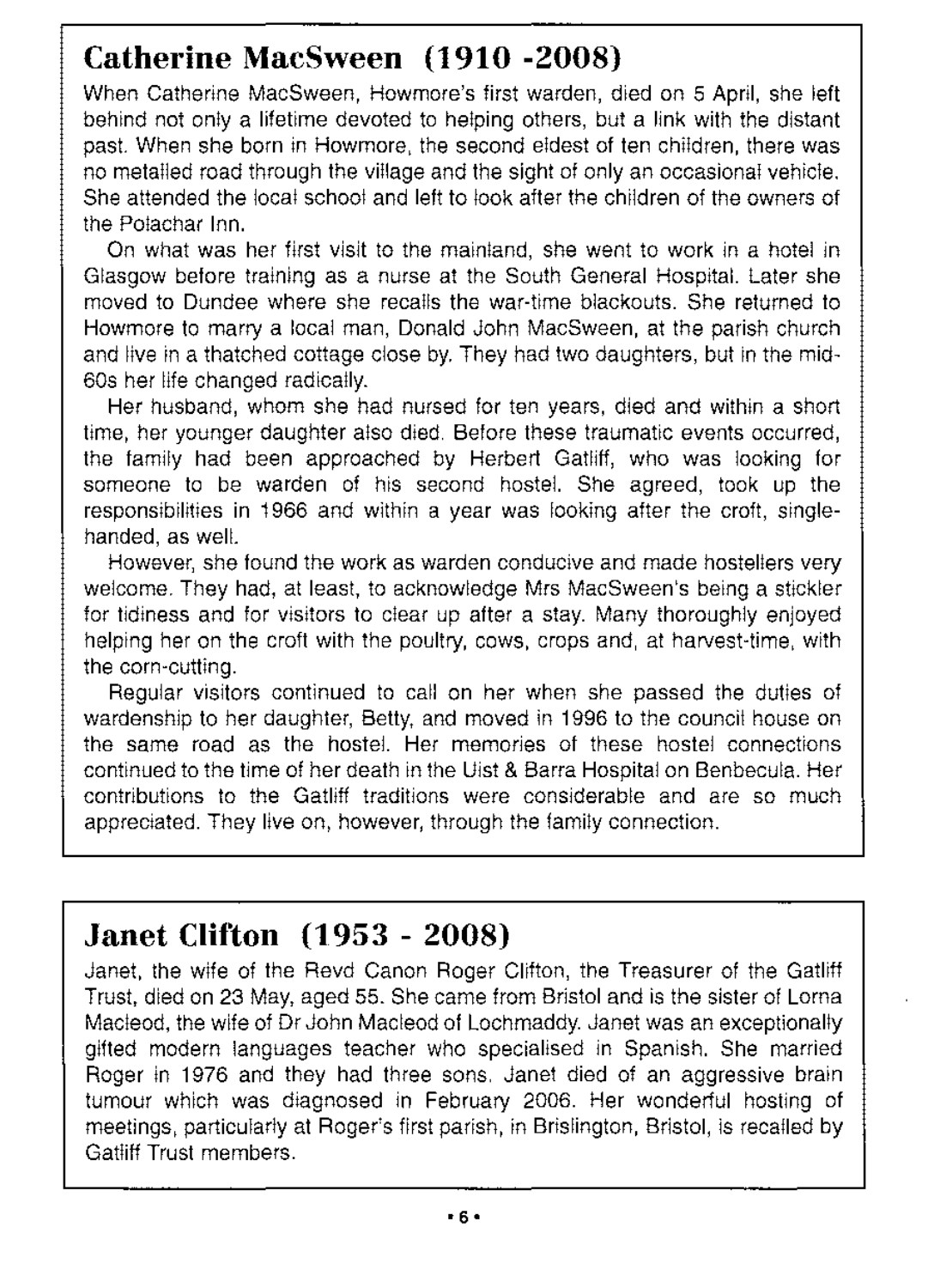## Catherine MacSween (1910 -2008)

When Catherine MacSween, Howmore's first warden, died on 5 April, she left behind not only a lifetime devoted to helping others, but a link with the distant past. When she born in Howmore, the second eldest of ten children, there was no metalled road through the village and the sight of only an occasional vehicle. She attended the local school and left to look after the children of the owners of the Polachar Inn.

On what was her first visit to the mainland, she went to work in a hotel in Glasgow before training as a nurse at the South General Hospital. Later she moved to Dundee where she recalls the war-time blackouts. She returned to Howmore to marry a local man, Donald John MacSween, at the parish church and live in a thatched cottage close by. They had two daughters, but in the mid-60s her life changed radically.

Her husband, whom she had nursed for ten years, died and within a short time, her younger daughter also died. Before these traumatic events occurred, the family had been approached by Herbert Gatliff, who was looking for someone to be warden of his second hostel. She agreed, took up the responsibilities in 1966 and within a year was looking after the croft, single-handed, as well.

However, she found the work as warden conducive and made hostellers very welcome. They had, at least, to acknowledge Mrs MacSween's being a stickler for tidiness and for visitors to clear up after a stay. Many thoroughly enjoyed helping her on the croft with the poultry, cows, crops and, at harvest-time, with the corn-cutting.

Regular visitors continued to call on her when she passed the duties of wardenship to her daughter, Betty, and moved in 1996 to the council house on the same road as the hostel. Her memories of these hostel connections continued to the time of her death in the Uist & Barra Hospital on Benbecula. Her contributions to the Gatliff traditions were considerable and are so much appreciated. They live on, however, through the family connection.

## Janet Clifton (1953 - 2008)

Janet, the wife of the Revd Canon Roger Clifton, the Treasurer of the Gatliff Trust, died on 23 May, aged 55. She came from Bristol and is the sister of Lorna Macleod, the wife of Dr John Macleod of Lochmaddy. Janet was an exceptionally gifted modern languages teacher who specialised in Spanish. She married Roger in 1976 and they had three sons. Janet died of an aggressive brain tumour which was diagnosed in February 2006. Her wonderful hosting of meetings, particularly at Roger's first parish, in Brislington, Bristol, is recalled by Gatliff Trust members.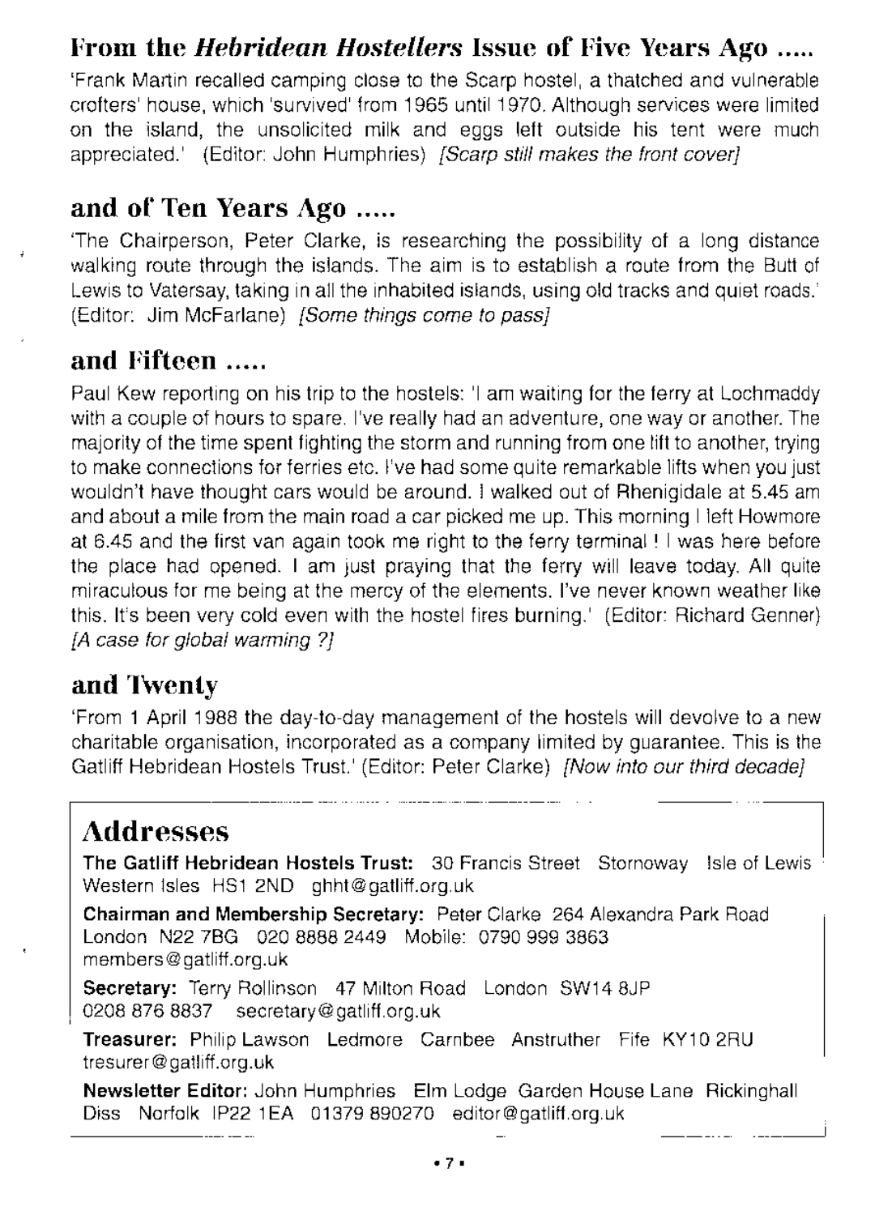## From the *Hebridean Hostellers* Issue of Five Years Ago .....

'Frank Martin recalled camping close to the Scarp hostel, a thatched and vulnerable crofters' house, which 'survived' from 1965 until 1970. Although services were limited on the island, the unsolicited milk and eggs left outside his tent were much appreciated.' (Editor: John Humphries) *[Scarp still makes the front cover]*

## and of Ten Years Ago .....

'The Chairperson, Peter Clarke, is researching the possibility of a long distance walking route through the islands. The aim is to establish a route from the Butt of Lewis to Vatersay, taking in all the inhabited islands, using old tracks and quiet roads.' (Editor: Jim McFarlane) *[Some things come to pass]*

## and Fifteen .....

Paul Kew reporting on his trip to the hostels: 'I am waiting for the ferry at Lochmaddy with a couple of hours to spare. I've really had an adventure, one way or another. The majority of the time spent fighting the storm and running from one lift to another, trying to make connections for ferries etc. I've had some quite remarkable lifts when you just wouldn't have thought cars would be around. I walked out of Rhenigidale at 5.45 am and about a mile from the main road a car picked me up. This morning I left Howmore at 6.45 and the first van again took me right to the ferry terminal ! I was here before the place had opened. I am just praying that the ferry will leave today. All quite miraculous for me being at the mercy of the elements. I've never known weather like this. It's been very cold even with the hostel fires burning.' (Editor: Richard Genner) *[A case for global warming ?]*

## and Twenty

'From 1 April 1988 the day-to-day management of the hostels will devolve to a new charitable organisation, incorporated as a company limited by guarantee. This is the Gatliff Hebridean Hostels Trust.' (Editor: Peter Clarke) *[Now into our third decade]*

## Addresses

**The Gatliff Hebridean Hostels Trust:** 30 Francis Street Stornoway Isle of Lewis Western Isles HS1 2ND ghht@gatliff.org.uk

**Chairman and Membership Secretary:** Peter Clarke 264 Alexandra Park Road London N22 7BG 020 8888 2449 Mobile: 0790 999 3863 members@gatliff.org.uk

**Secretary:** Terry Rollinson 47 Milton Road London SW14 8JP 0208 876 8837 secretary@gatliff.org.uk

**Treasurer:** Philip Lawson Ledmore Carnbee Anstruther Fife KY10 2RU tresurer@gatliff.org.uk

**Newsletter Editor:** John Humphries Elm Lodge Garden House Lane Rickinghall Diss Norfolk IP22 1EA 01379 890270 editor@gatliff.org.uk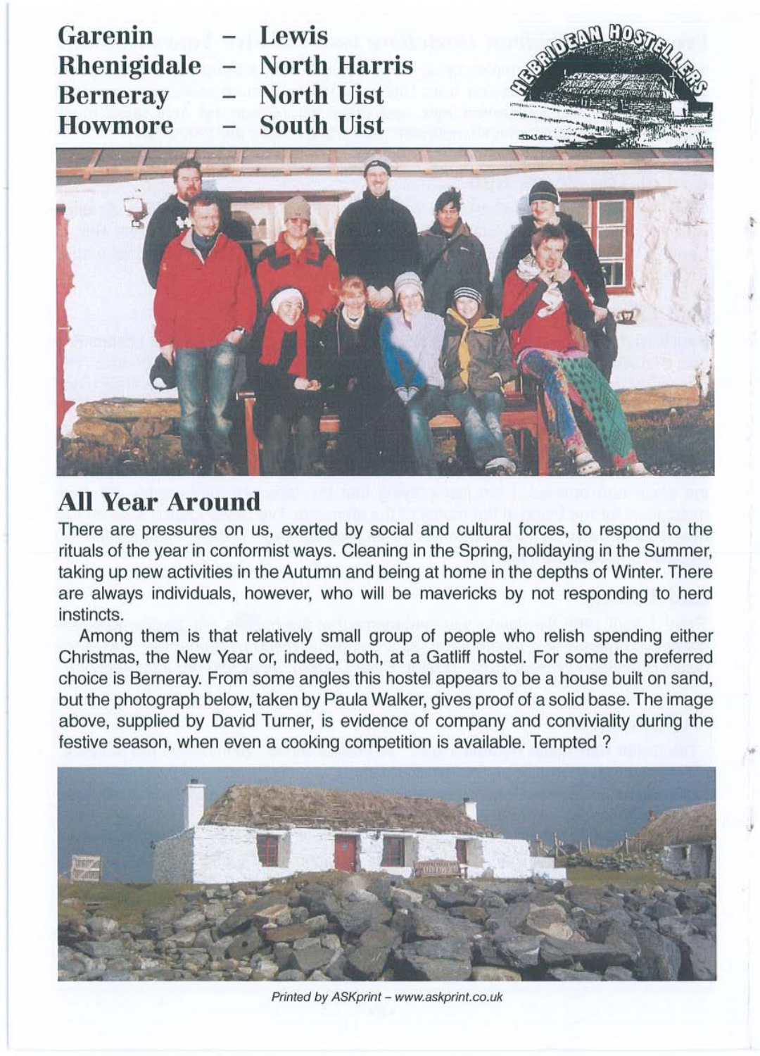| | | |
|---|---|---|
| **Garenin** | – | **Lewis** |
| **Rhenigidale** | – | **North Harris** |
| **Berneray** | – | **North Uist** |
| **Howmore** | – | **South Uist** |

## All Year Around

There are pressures on us, exerted by social and cultural forces, to respond to the rituals of the year in conformist ways. Cleaning in the Spring, holidaying in the Summer, taking up new activities in the Autumn and being at home in the depths of Winter. There are always individuals, however, who will be mavericks by not responding to herd instincts.

Among them is that relatively small group of people who relish spending either Christmas, the New Year or, indeed, both, at a Gatliff hostel. For some the preferred choice is Berneray. From some angles this hostel appears to be a house built on sand, but the photograph below, taken by Paula Walker, gives proof of a solid base. The image above, supplied by David Turner, is evidence of company and conviviality during the festive season, when even a cooking competition is available. Tempted ?

*Printed by ASKprint – www.askprint.co.uk*